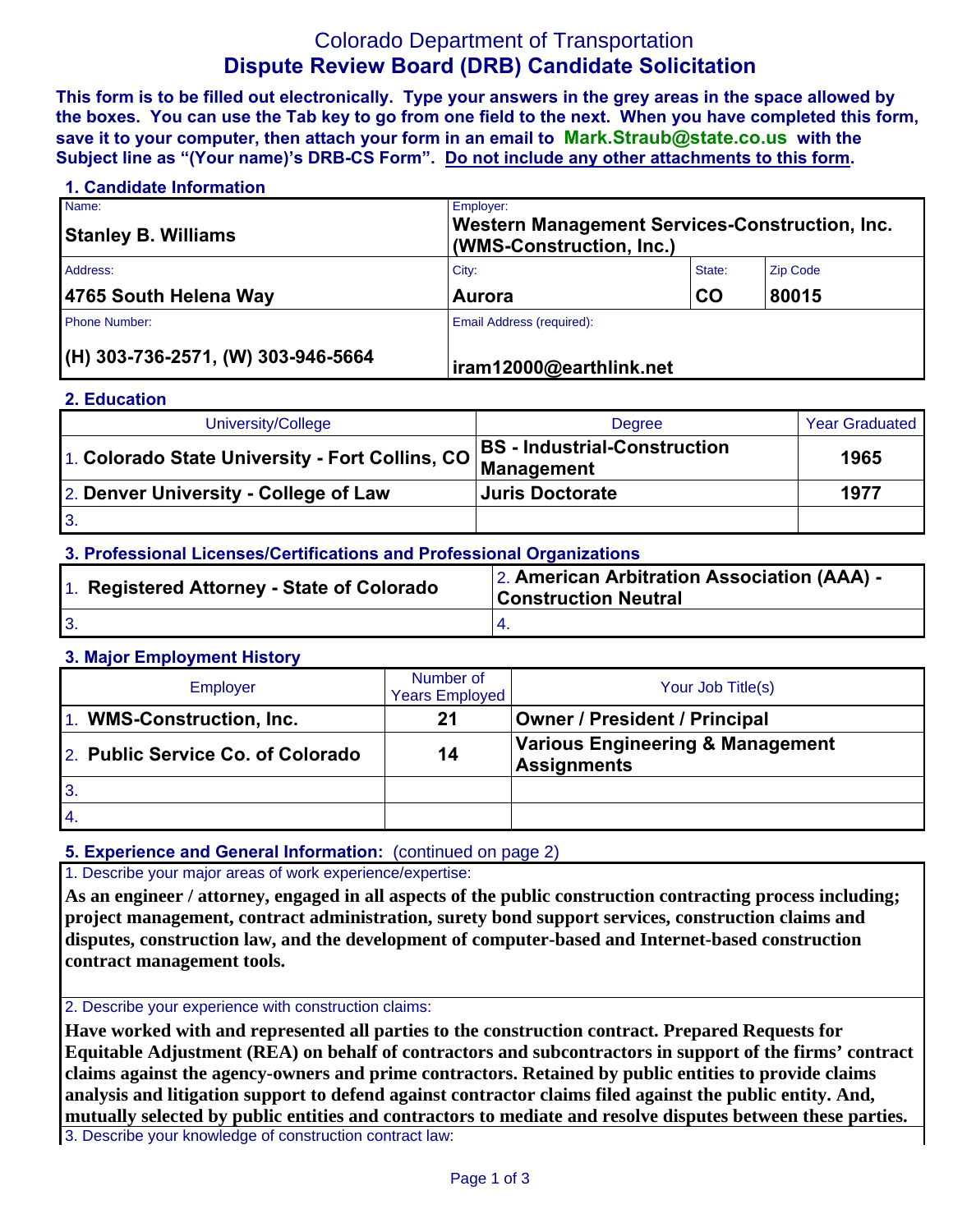# Colorado Department of Transportation
## Dispute Review Board (DRB) Candidate Solicitation

**This form is to be filled out electronically. Type your answers in the grey areas in the space allowed by the boxes. You can use the Tab key to go from one field to the next. When you have completed this form, save it to your computer, then attach your form in an email to Mark.Straub@state.co.us with the Subject line as "(Your name)'s DRB-CS Form". Do not include any other attachments to this form.**

### 1. Candidate Information

| Name: | Employer: | | |
|---|---|---|---|
| **Stanley B. Williams** | **Western Management Services-Construction, Inc. (WMS-Construction, Inc.)** | | |
| Address: | City: | State: | Zip Code |
| **4765 South Helena Way** | **Aurora** | **CO** | **80015** |
| Phone Number: | Email Address (required): | | |
| **(H) 303-736-2571, (W) 303-946-5664** | **iram12000@earthlink.net** | | |

### 2. Education

| University/College | Degree | Year Graduated |
|---|---|---|
| 1. **Colorado State University - Fort Collins, CO** | **BS - Industrial-Construction Management** | **1965** |
| 2. **Denver University - College of Law** | **Juris Doctorate** | **1977** |
| 3. | | |

### 3. Professional Licenses/Certifications and Professional Organizations

| | |
|---|---|
| 1. **Registered Attorney - State of Colorado** | 2. **American Arbitration Association (AAA) - Construction Neutral** |
| 3. | 4. |

### 3. Major Employment History

| Employer | Number of Years Employed | Your Job Title(s) |
|---|---|---|
| 1. **WMS-Construction, Inc.** | **21** | **Owner / President / Principal** |
| 2. **Public Service Co. of Colorado** | **14** | **Various Engineering & Management Assignments** |
| 3. | | |
| 4. | | |

### 5. Experience and General Information: (continued on page 2)

1. Describe your major areas of work experience/expertise:

**As an engineer / attorney, engaged in all aspects of the public construction contracting process including; project management, contract administration, surety bond support services, construction claims and disputes, construction law, and the development of computer-based and Internet-based construction contract management tools.**

2. Describe your experience with construction claims:

**Have worked with and represented all parties to the construction contract. Prepared Requests for Equitable Adjustment (REA) on behalf of contractors and subcontractors in support of the firms' contract claims against the agency-owners and prime contractors. Retained by public entities to provide claims analysis and litigation support to defend against contractor claims filed against the public entity. And, mutually selected by public entities and contractors to mediate and resolve disputes between these parties.**

3. Describe your knowledge of construction contract law: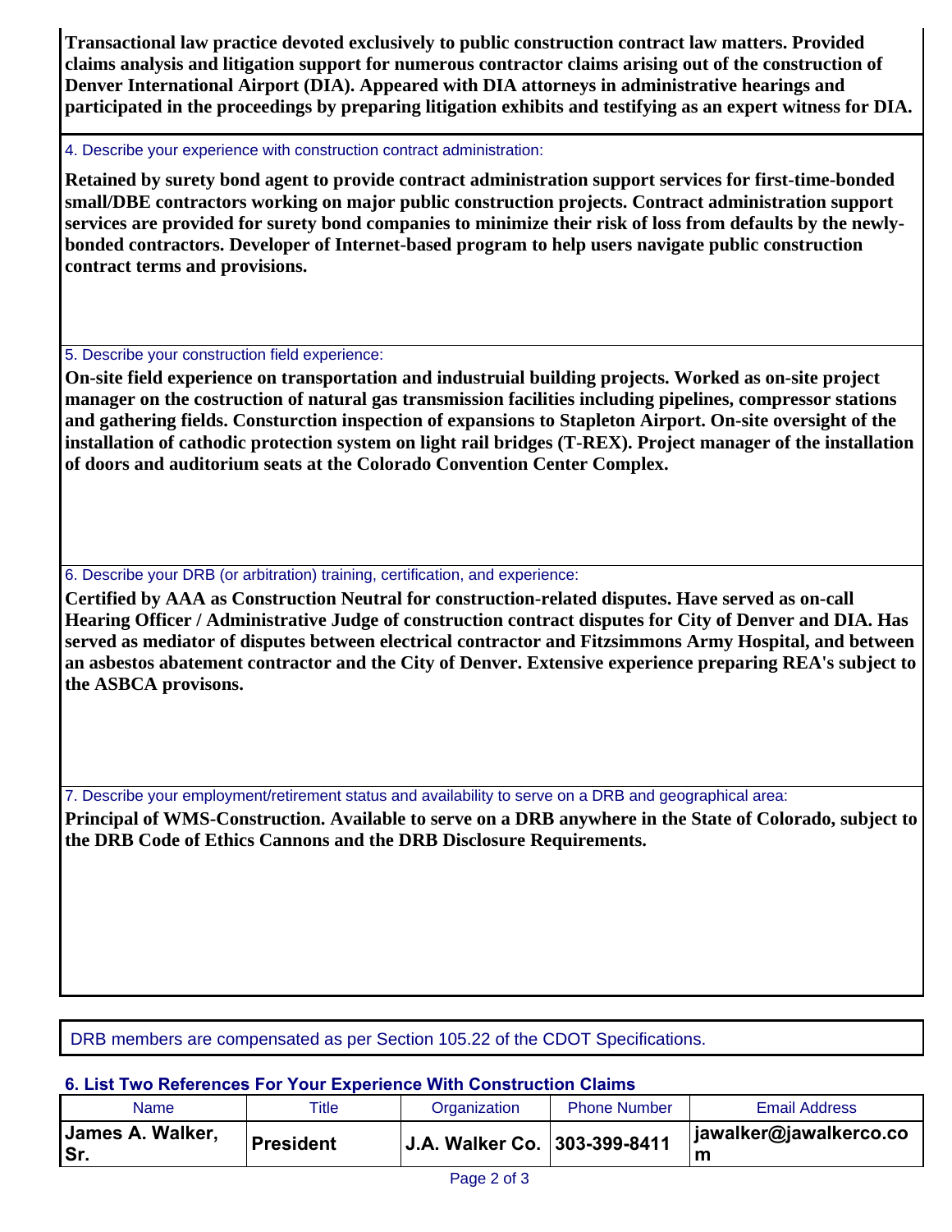**Transactional law practice devoted exclusively to public construction contract law matters. Provided claims analysis and litigation support for numerous contractor claims arising out of the construction of Denver International Airport (DIA). Appeared with DIA attorneys in administrative hearings and participated in the proceedings by preparing litigation exhibits and testifying as an expert witness for DIA.**

4. Describe your experience with construction contract administration:

**Retained by surety bond agent to provide contract administration support services for first-time-bonded small/DBE contractors working on major public construction projects. Contract administration support services are provided for surety bond companies to minimize their risk of loss from defaults by the newly-bonded contractors. Developer of Internet-based program to help users navigate public construction contract terms and provisions.**

5. Describe your construction field experience:

**On-site field experience on transportation and industruial building projects. Worked as on-site project manager on the costruction of natural gas transmission facilities including pipelines, compressor stations and gathering fields. Consturction inspection of expansions to Stapleton Airport. On-site oversight of the installation of cathodic protection system on light rail bridges (T-REX). Project manager of the installation of doors and auditorium seats at the Colorado Convention Center Complex.**

6. Describe your DRB (or arbitration) training, certification, and experience:

**Certified by AAA as Construction Neutral for construction-related disputes. Have served as on-call Hearing Officer / Administrative Judge of construction contract disputes for City of Denver and DIA. Has served as mediator of disputes between electrical contractor and Fitzsimmons Army Hospital, and between an asbestos abatement contractor and the City of Denver. Extensive experience preparing REA's subject to the ASBCA provisons.**

7. Describe your employment/retirement status and availability to serve on a DRB and geographical area:

**Principal of WMS-Construction. Available to serve on a DRB anywhere in the State of Colorado, subject to the DRB Code of Ethics Cannons and the DRB Disclosure Requirements.**

DRB members are compensated as per Section 105.22 of the CDOT Specifications.

## 6. List Two References For Your Experience With Construction Claims

| Name | Title | Organization | Phone Number | Email Address |
|---|---|---|---|---|
| **James A. Walker, Sr.** | **President** | **J.A. Walker Co.** | **303-399-8411** | **jawalker@jawalkerco.com** |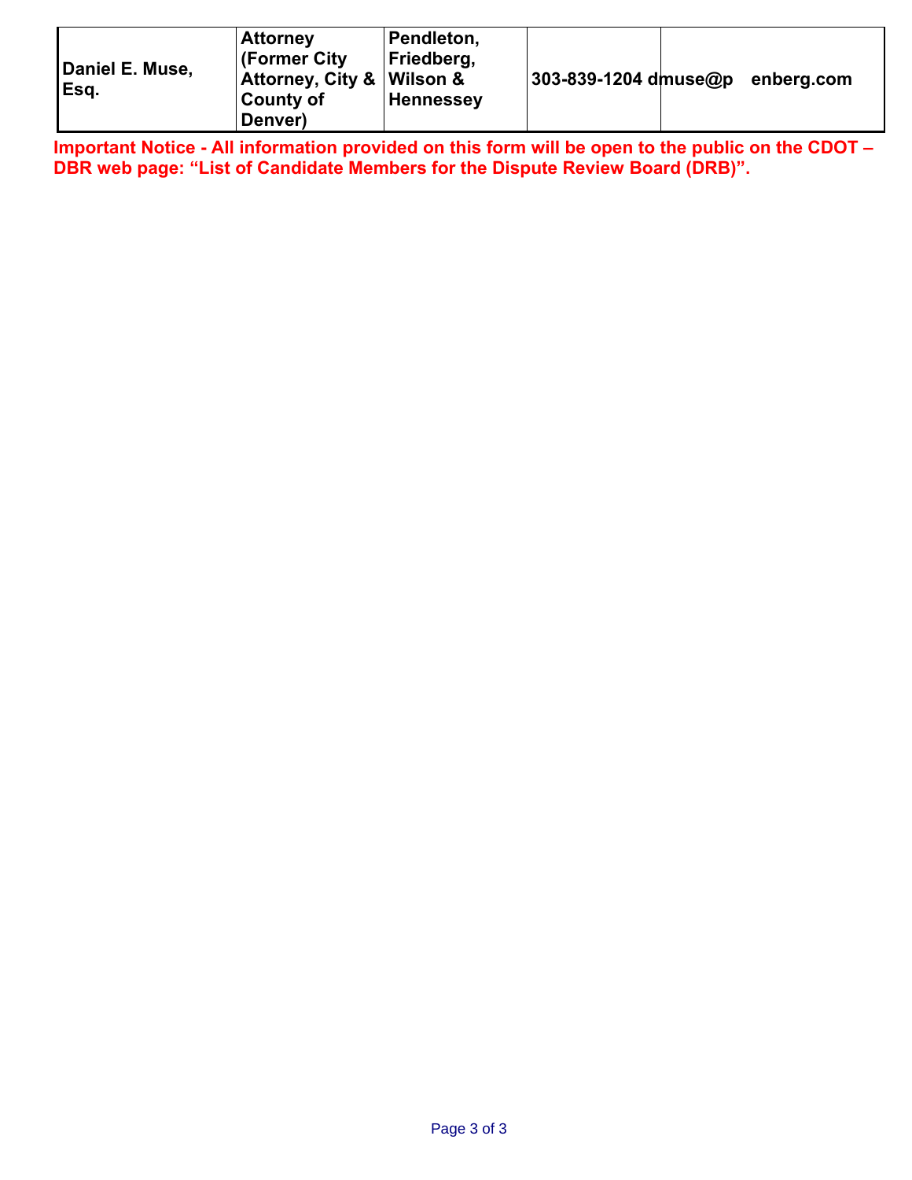| | | | | |
|---|---|---|---|---|
| Daniel E. Muse, Esq. | Attorney (Former City Attorney, City & County of Denver) | Pendleton, Friedberg, Wilson & Hennessey | 303-839-1204 | dmuse@p enberg.com |

**Important Notice - All information provided on this form will be open to the public on the CDOT – DBR web page: "List of Candidate Members for the Dispute Review Board (DRB)".**